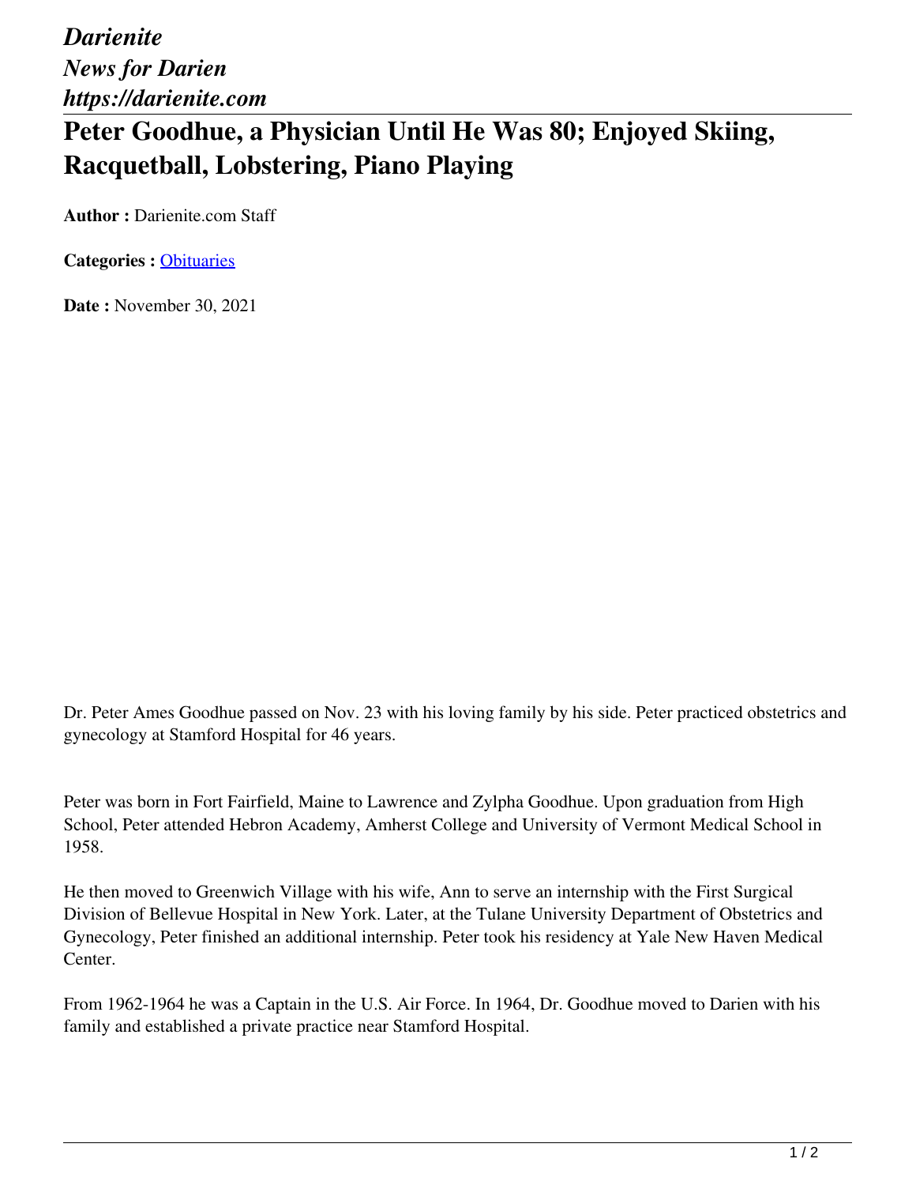*Darienite*
*News for Darien*
*https://darienite.com*

# Peter Goodhue, a Physician Until He Was 80; Enjoyed Skiing, Racquetball, Lobstering, Piano Playing

**Author :** Darienite.com Staff

**Categories :** [Obituaries]

**Date :** November 30, 2021

Dr. Peter Ames Goodhue passed on Nov. 23 with his loving family by his side. Peter practiced obstetrics and gynecology at Stamford Hospital for 46 years.

Peter was born in Fort Fairfield, Maine to Lawrence and Zylpha Goodhue. Upon graduation from High School, Peter attended Hebron Academy, Amherst College and University of Vermont Medical School in 1958.

He then moved to Greenwich Village with his wife, Ann to serve an internship with the First Surgical Division of Bellevue Hospital in New York. Later, at the Tulane University Department of Obstetrics and Gynecology, Peter finished an additional internship. Peter took his residency at Yale New Haven Medical Center.

From 1962-1964 he was a Captain in the U.S. Air Force. In 1964, Dr. Goodhue moved to Darien with his family and established a private practice near Stamford Hospital.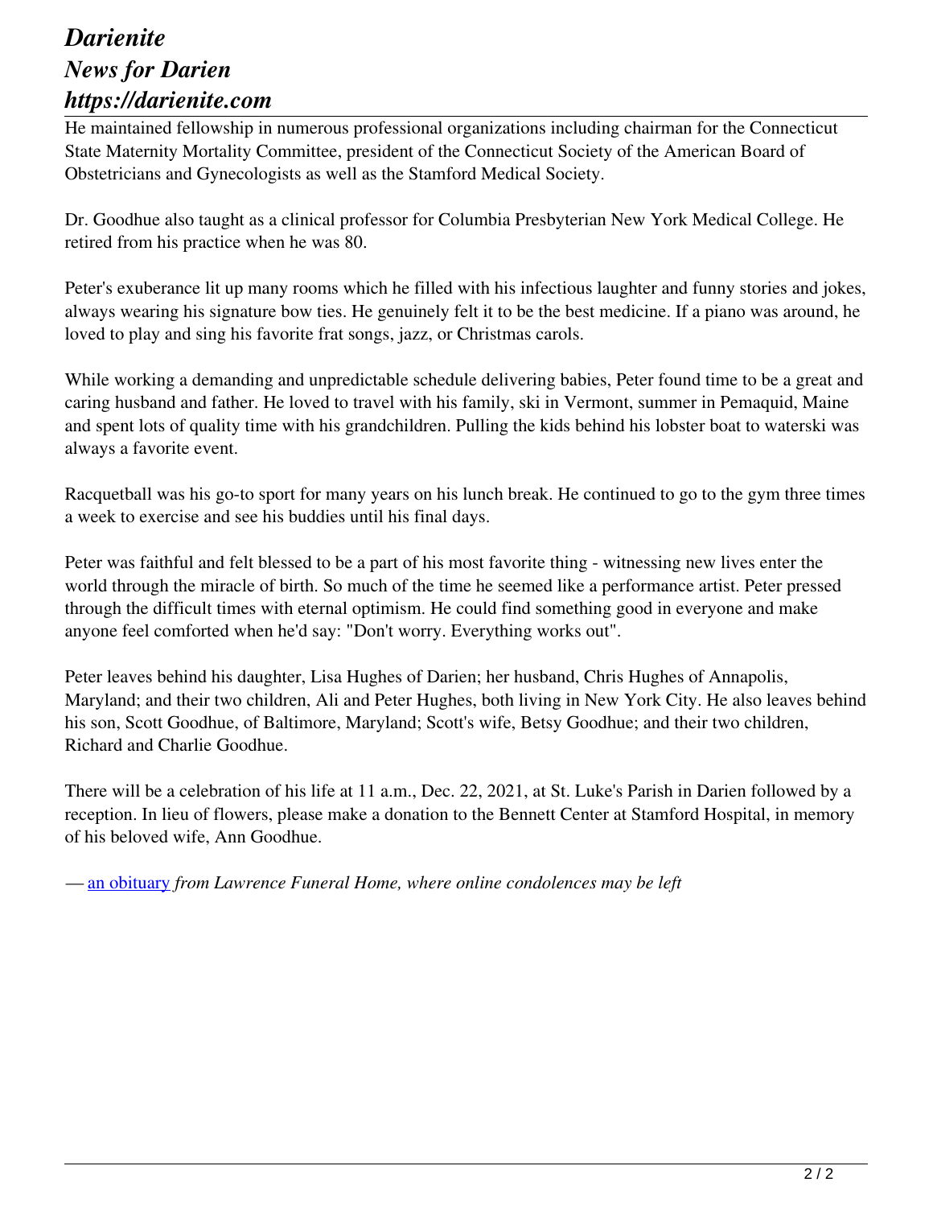He maintained fellowship in numerous professional organizations including chairman for the Connecticut State Maternity Mortality Committee, president of the Connecticut Society of the American Board of Obstetricians and Gynecologists as well as the Stamford Medical Society.

Dr. Goodhue also taught as a clinical professor for Columbia Presbyterian New York Medical College. He retired from his practice when he was 80.

Peter's exuberance lit up many rooms which he filled with his infectious laughter and funny stories and jokes, always wearing his signature bow ties. He genuinely felt it to be the best medicine. If a piano was around, he loved to play and sing his favorite frat songs, jazz, or Christmas carols.

While working a demanding and unpredictable schedule delivering babies, Peter found time to be a great and caring husband and father. He loved to travel with his family, ski in Vermont, summer in Pemaquid, Maine and spent lots of quality time with his grandchildren. Pulling the kids behind his lobster boat to waterski was always a favorite event.

Racquetball was his go-to sport for many years on his lunch break. He continued to go to the gym three times a week to exercise and see his buddies until his final days.

Peter was faithful and felt blessed to be a part of his most favorite thing - witnessing new lives enter the world through the miracle of birth. So much of the time he seemed like a performance artist. Peter pressed through the difficult times with eternal optimism. He could find something good in everyone and make anyone feel comforted when he'd say: "Don't worry. Everything works out".

Peter leaves behind his daughter, Lisa Hughes of Darien; her husband, Chris Hughes of Annapolis, Maryland; and their two children, Ali and Peter Hughes, both living in New York City. He also leaves behind his son, Scott Goodhue, of Baltimore, Maryland; Scott's wife, Betsy Goodhue; and their two children, Richard and Charlie Goodhue.

There will be a celebration of his life at 11 a.m., Dec. 22, 2021, at St. Luke's Parish in Darien followed by a reception. In lieu of flowers, please make a donation to the Bennett Center at Stamford Hospital, in memory of his beloved wife, Ann Goodhue.

— an obituary *from Lawrence Funeral Home, where online condolences may be left*